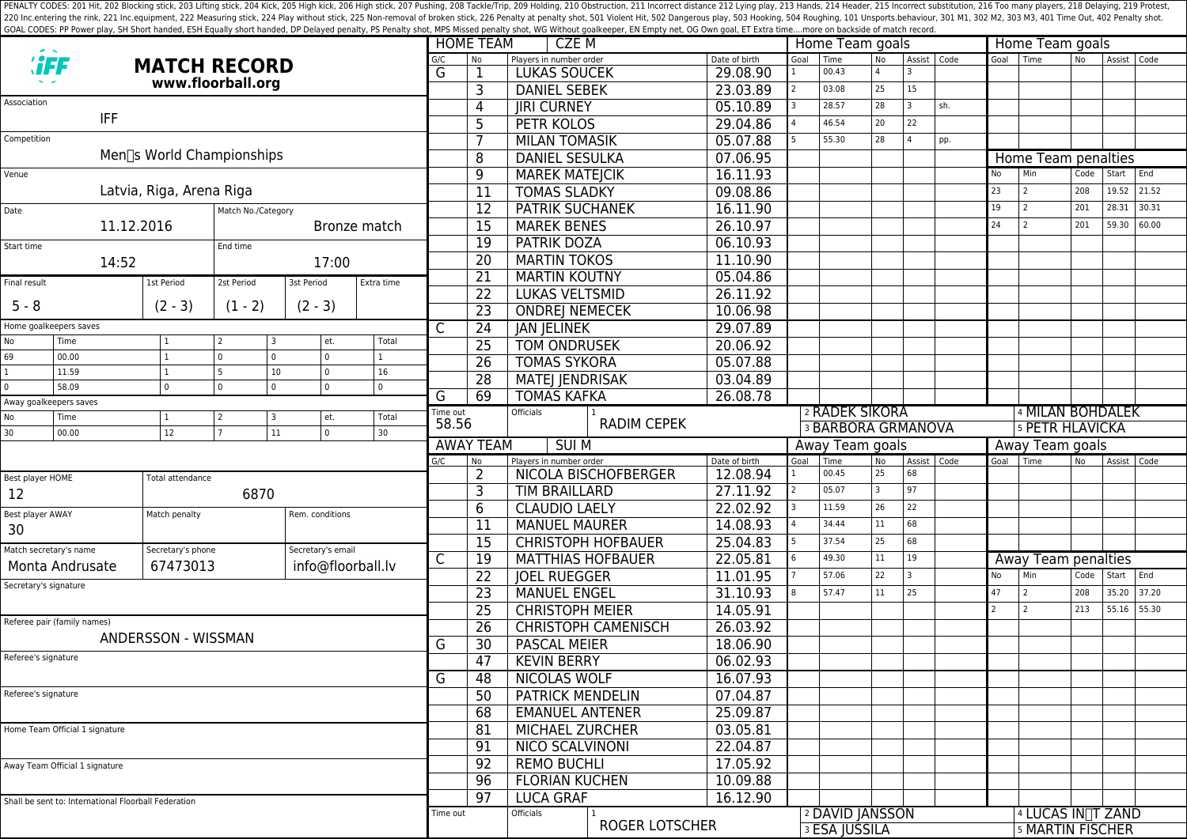PENALTY CODES: 201 Hit, 202 Blocking stick, 203 Lifting stick, 204 Kick, 205 High kick, 206 High stick, 207 Pushing, 208 Tackle/Trip, 209 Holding, 210 Obstruction, 211 Incorrect distance 212 Lying play, 213 Hands, 214 Header, 215 Incorrect substitution, 216 Too many players, 218 Delaying, 219 Protest, 220 Inc.entering the rink, 221 Inc.equipment, 222 Measuring stick, 224 Play without stick, 225 Non-removal of broken stick, 226 Penalty at penalty shot, 501 Violent Hit, 502 Dangerous play, 503 Hooking, 504 Roughing, 101 Unsports.behaviour, 301 M1, 302 M2, 303 M3, 401 Time Out, 402 Penalty shot.
GOAL CODES: PP Power play, SH Short handed, ESH Equally short handed, DP Delayed penalty, PS Penalty shot, MPS Missed penalty shot, WG Without goalkeeper, EN Empty net, OG Own goal, ET Extra time....more on backside of match record.

# MATCH RECORD

**www.floorball.org**

| Field | Value |
|---|---|
| Association | IFF |
| Competition | Men's World Championships |
| Venue | Latvia, Riga, Arena Riga |
| Date | 11.12.2016 |
| Match No./Category | Bronze match |
| Start time | 14:52 |
| End time | 17:00 |
| Final result | 5 - 8 |
| 1st Period | (2 - 3) |
| 2st Period | (1 - 2) |
| 3st Period | (2 - 3) |
| Extra time | |

Home goalkeepers saves

| No | Time | 1 | 2 | 3 | et. | Total |
|---|---|---|---|---|---|---|
| 69 | 00.00 | 1 | 0 | 0 | 0 | 1 |
| 1 | 11.59 | 1 | 5 | 10 | 0 | 16 |
| 0 | 58.09 | 0 | 0 | 0 | 0 | 0 |

Away goalkeepers saves

| No | Time | 1 | 2 | 3 | et. | Total |
|---|---|---|---|---|---|---|
| 30 | 00.00 | 12 | 7 | 11 | 0 | 30 |

| Field | Value |
|---|---|
| Best player HOME | 12 |
| Total attendance | 6870 |
| Best player AWAY | 30 |
| Match penalty | |
| Rem. conditions | |
| Match secretary's name | Monta Andrusate |
| Secretary's phone | 67473013 |
| Secretary's email | info@floorball.lv |
| Secretary's signature | |
| Referee pair (family names) | ANDERSSON - WISSMAN |
| Referee's signature | |
| Referee's signature | |
| Home Team Official 1 signature | |
| Away Team Official 1 signature | |

Shall be sent to: International Floorball Federation

## HOME TEAM: CZE M

| G/C | No | Players in number order | Date of birth |
|---|---|---|---|
| G | 1 | LUKAS SOUCEK | 29.08.90 |
| | 3 | DANIEL SEBEK | 23.03.89 |
| | 4 | JIRI CURNEY | 05.10.89 |
| | 5 | PETR KOLOS | 29.04.86 |
| | 7 | MILAN TOMASIK | 05.07.88 |
| | 8 | DANIEL SESULKA | 07.06.95 |
| | 9 | MAREK MATEJCIK | 16.11.93 |
| | 11 | TOMAS SLADKY | 09.08.86 |
| | 12 | PATRIK SUCHANEK | 16.11.90 |
| | 15 | MAREK BENES | 26.10.97 |
| | 19 | PATRIK DOZA | 06.10.93 |
| | 20 | MARTIN TOKOS | 11.10.90 |
| | 21 | MARTIN KOUTNY | 05.04.86 |
| | 22 | LUKAS VELTSMID | 26.11.92 |
| | 23 | ONDREJ NEMECEK | 10.06.98 |
| C | 24 | JAN JELINEK | 29.07.89 |
| | 25 | TOM ONDRUSEK | 20.06.92 |
| | 26 | TOMAS SYKORA | 05.07.88 |
| | 28 | MATEJ JENDRISAK | 03.04.89 |
| G | 69 | TOMAS KAFKA | 26.08.78 |

Time out: 58.56

Officials: 1 RADIM CEPEK, 2 RADEK SIKORA, 3 BARBORA GRMANOVA, 4 MILAN BOHDALEK, 5 PETR HLAVICKA

Home Team goals

| Goal | Time | No | Assist | Code |
|---|---|---|---|---|
| 1 | 00.43 | 4 | 3 | |
| 2 | 03.08 | 25 | 15 | |
| 3 | 28.57 | 28 | 3 | sh. |
| 4 | 46.54 | 20 | 22 | |
| 5 | 55.30 | 28 | 4 | pp. |

Home Team penalties

| No | Min | Code | Start | End |
|---|---|---|---|---|
| 23 | 2 | 208 | 19.52 | 21.52 |
| 19 | 2 | 201 | 28.31 | 30.31 |
| 24 | 2 | 201 | 59.30 | 60.00 |

## AWAY TEAM: SUI M

| G/C | No | Players in number order | Date of birth |
|---|---|---|---|
| | 2 | NICOLA BISCHOFBERGER | 12.08.94 |
| | 3 | TIM BRAILLARD | 27.11.92 |
| | 6 | CLAUDIO LAELY | 22.02.92 |
| | 11 | MANUEL MAURER | 14.08.93 |
| | 15 | CHRISTOPH HOFBAUER | 25.04.83 |
| C | 19 | MATTHIAS HOFBAUER | 22.05.81 |
| | 22 | JOEL RUEGGER | 11.01.95 |
| | 23 | MANUEL ENGEL | 31.10.93 |
| | 25 | CHRISTOPH MEIER | 14.05.91 |
| | 26 | CHRISTOPH CAMENISCH | 26.03.92 |
| G | 30 | PASCAL MEIER | 18.06.90 |
| | 47 | KEVIN BERRY | 06.02.93 |
| G | 48 | NICOLAS WOLF | 16.07.93 |
| | 50 | PATRICK MENDELIN | 07.04.87 |
| | 68 | EMANUEL ANTENER | 25.09.87 |
| | 81 | MICHAEL ZURCHER | 03.05.81 |
| | 91 | NICO SCALVINONI | 22.04.87 |
| | 92 | REMO BUCHLI | 17.05.92 |
| | 96 | FLORIAN KUCHEN | 10.09.88 |
| | 97 | LUCA GRAF | 16.12.90 |

Time out:

Officials: 1 ROGER LOTSCHER, 2 DAVID JANSSON, 3 ESA JUSSILA, 4 LUCAS IN'T ZAND, 5 MARTIN FISCHER

Away Team goals

| Goal | Time | No | Assist | Code |
|---|---|---|---|---|
| 1 | 00.45 | 25 | 68 | |
| 2 | 05.07 | 3 | 97 | |
| 3 | 11.59 | 26 | 22 | |
| 4 | 34.44 | 11 | 68 | |
| 5 | 37.54 | 25 | 68 | |
| 6 | 49.30 | 11 | 19 | |
| 7 | 57.06 | 22 | 3 | |
| 8 | 57.47 | 11 | 25 | |

Away Team penalties

| No | Min | Code | Start | End |
|---|---|---|---|---|
| 47 | 2 | 208 | 35.20 | 37.20 |
| 2 | 2 | 213 | 55.16 | 55.30 |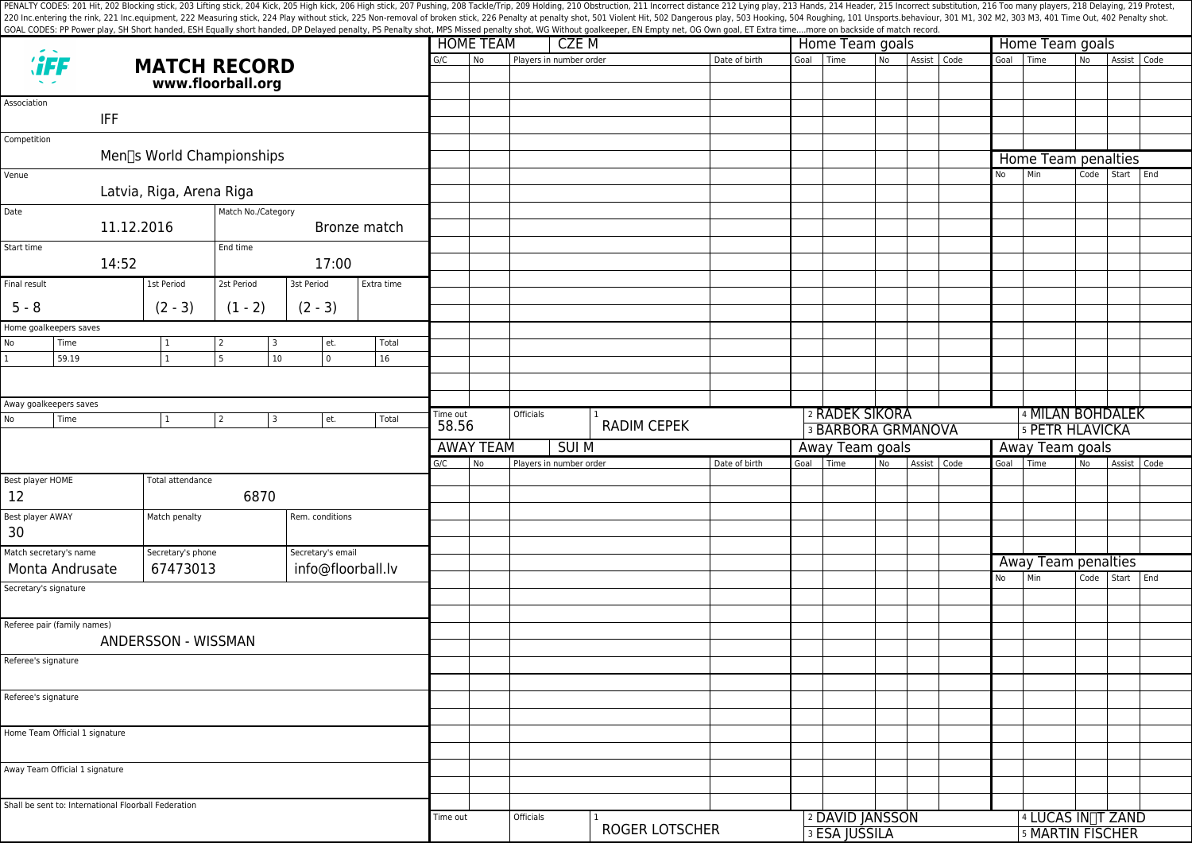PENALTY CODES: 201 Hit, 202 Blocking stick, 203 Lifting stick, 204 Kick, 205 High kick, 206 High stick, 207 Pushing, 208 Tackle/Trip, 209 Holding, 210 Obstruction, 211 Incorrect distance 212 Lying play, 213 Hands, 214 Header, 215 Incorrect substitution, 216 Too many players, 218 Delaying, 219 Protest, 220 Inc.entering the rink, 221 Inc.equipment, 222 Measuring stick, 224 Play without stick, 225 Non-removal of broken stick, 226 Penalty at penalty shot, 501 Violent Hit, 502 Dangerous play, 503 Hooking, 504 Roughing, 101 Unsports.behaviour, 301 M1, 302 M2, 303 M3, 401 Time Out, 402 Penalty shot.
GOAL CODES: PP Power play, SH Short handed, ESH Equally short handed, DP Delayed penalty, PS Penalty shot, MPS Missed penalty shot, WG Without goalkeeper, EN Empty net, OG Own goal, ET Extra time....more on backside of match record.

# MATCH RECORD

**www.floorball.org**

| | |
|---|---|
| Association | IFF |
| Competition | Men's World Championships |
| Venue | Latvia, Riga, Arena Riga |
| Date | 11.12.2016 |
| Match No./Category | Bronze match |
| Start time | 14:52 |
| End time | 17:00 |

| Final result | 1st Period | 2st Period | 3st Period | Extra time |
|---|---|---|---|---|
| 5 - 8 | (2 - 3) | (1 - 2) | (2 - 3) | |

Home goalkeepers saves

| No | Time | 1 | 2 | 3 | et. | Total |
|---|---|---|---|---|---|---|
| 1 | 59.19 | 1 | 5 | 10 | 0 | 16 |

Away goalkeepers saves

| No | Time | 1 | 2 | 3 | et. | Total |
|---|---|---|---|---|---|---|
| | | | | | | |

| | | |
|---|---|---|
| Best player HOME: 12 | Total attendance: 6870 | |
| Best player AWAY: 30 | Match penalty: | Rem. conditions: |
| Match secretary's name: Monta Andrusate | Secretary's phone: 67473013 | Secretary's email: info@floorball.lv |

Secretary's signature

Referee pair (family names): ANDERSSON - WISSMAN

Referee's signature

Referee's signature

Home Team Official 1 signature

Away Team Official 1 signature

Shall be sent to: International Floorball Federation

## HOME TEAM: CZE M

| G/C | No | Players in number order | Date of birth |
|---|---|---|---|
| | | | |

Home Team goals

| Goal | Time | No | Assist | Code |
|---|---|---|---|---|
| | | | | |

Home Team penalties

| No | Min | Code | Start | End |
|---|---|---|---|---|
| | | | | |

Time out: 58.56

Officials: 1 RADIM CEPEK, 2 RADEK SIKORA, 3 BARBORA GRMANOVA, 4 MILAN BOHDALEK, 5 PETR HLAVICKA

## AWAY TEAM: SUI M

| G/C | No | Players in number order | Date of birth |
|---|---|---|---|
| | | | |

Away Team goals

| Goal | Time | No | Assist | Code |
|---|---|---|---|---|
| | | | | |

Away Team penalties

| No | Min | Code | Start | End |
|---|---|---|---|---|
| | | | | |

Time out:

Officials: 1 ROGER LOTSCHER, 2 DAVID JANSSON, 3 ESA JUSSILA, 4 LUCAS IN'T ZAND, 5 MARTIN FISCHER